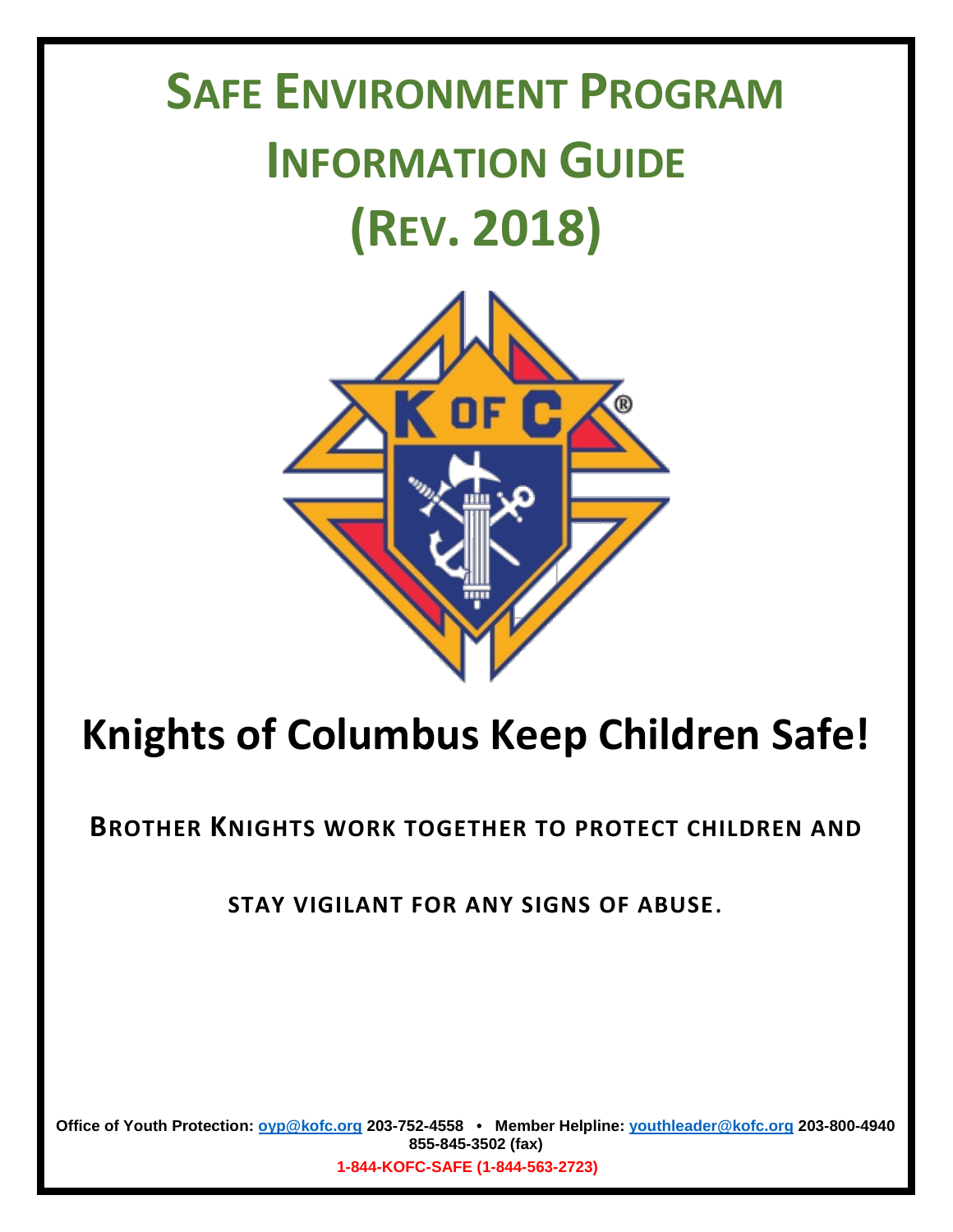# Safe Environment Program Information Guide (Rev. 2018)

# Knights of Columbus Keep Children Safe!

**BROTHER KNIGHTS WORK TOGETHER TO PROTECT CHILDREN AND STAY VIGILANT FOR ANY SIGNS OF ABUSE.**

**Office of Youth Protection: oyp@kofc.org 203-752-4558 • Member Helpline: youthleader@kofc.org 203-800-4940 855-845-3502 (fax)**

**1-844-KOFC-SAFE (1-844-563-2723)**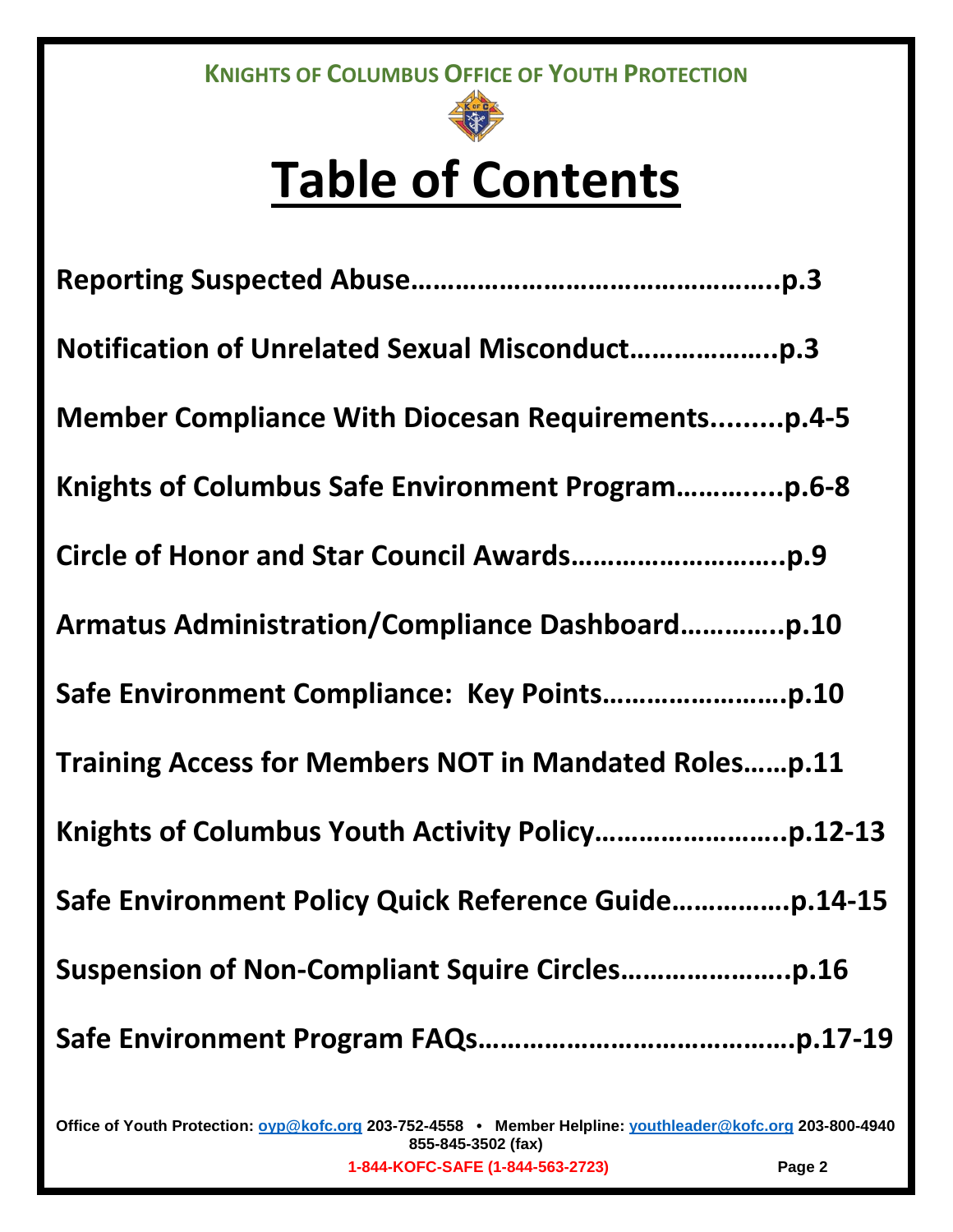**KNIGHTS OF COLUMBUS OFFICE OF YOUTH PROTECTION**

# Table of Contents

**Reporting Suspected Abuse……………………………………….p.3**

**Notification of Unrelated Sexual Misconduct……………….p.3**

**Member Compliance With Diocesan Requirements.........p.4-5**

**Knights of Columbus Safe Environment Program………....p.6-8**

**Circle of Honor and Star Council Awards……………………..p.9**

**Armatus Administration/Compliance Dashboard…………..p.10**

**Safe Environment Compliance: Key Points……………………p.10**

**Training Access for Members NOT in Mandated Roles……p.11**

**Knights of Columbus Youth Activity Policy……………………..p.12-13**

**Safe Environment Policy Quick Reference Guide……………p.14-15**

**Suspension of Non-Compliant Squire Circles…………………..p.16**

**Safe Environment Program FAQs………………………………….p.17-19**

**Office of Youth Protection: oyp@kofc.org 203-752-4558 • Member Helpline: youthleader@kofc.org 203-800-4940**
**855-845-3502 (fax)**
**1-844-KOFC-SAFE (1-844-563-2723)**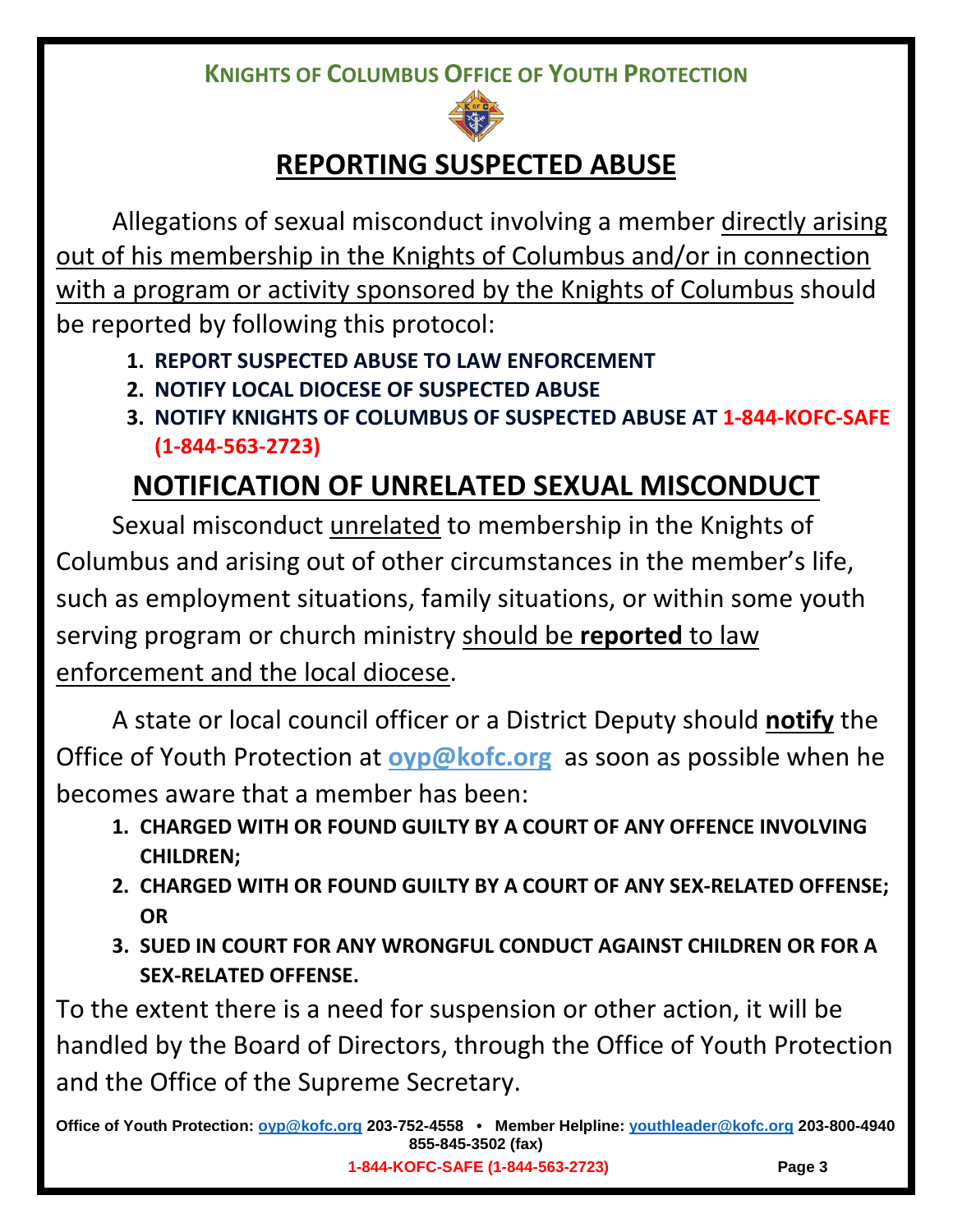**KNIGHTS OF COLUMBUS OFFICE OF YOUTH PROTECTION**

# REPORTING SUSPECTED ABUSE

Allegations of sexual misconduct involving a member directly arising out of his membership in the Knights of Columbus and/or in connection with a program or activity sponsored by the Knights of Columbus should be reported by following this protocol:

1. **REPORT SUSPECTED ABUSE TO LAW ENFORCEMENT**
2. **NOTIFY LOCAL DIOCESE OF SUSPECTED ABUSE**
3. **NOTIFY KNIGHTS OF COLUMBUS OF SUSPECTED ABUSE AT 1-844-KOFC-SAFE (1-844-563-2723)**

# NOTIFICATION OF UNRELATED SEXUAL MISCONDUCT

Sexual misconduct unrelated to membership in the Knights of Columbus and arising out of other circumstances in the member's life, such as employment situations, family situations, or within some youth serving program or church ministry should be **reported** to law enforcement and the local diocese.

A state or local council officer or a District Deputy should **notify** the Office of Youth Protection at oyp@kofc.org as soon as possible when he becomes aware that a member has been:

1. **CHARGED WITH OR FOUND GUILTY BY A COURT OF ANY OFFENCE INVOLVING CHILDREN;**
2. **CHARGED WITH OR FOUND GUILTY BY A COURT OF ANY SEX-RELATED OFFENSE; OR**
3. **SUED IN COURT FOR ANY WRONGFUL CONDUCT AGAINST CHILDREN OR FOR A SEX-RELATED OFFENSE.**

To the extent there is a need for suspension or other action, it will be handled by the Board of Directors, through the Office of Youth Protection and the Office of the Supreme Secretary.

**Office of Youth Protection: oyp@kofc.org 203-752-4558 • Member Helpline: youthleader@kofc.org 203-800-4940 855-845-3502 (fax)**

**1-844-KOFC-SAFE (1-844-563-2723)**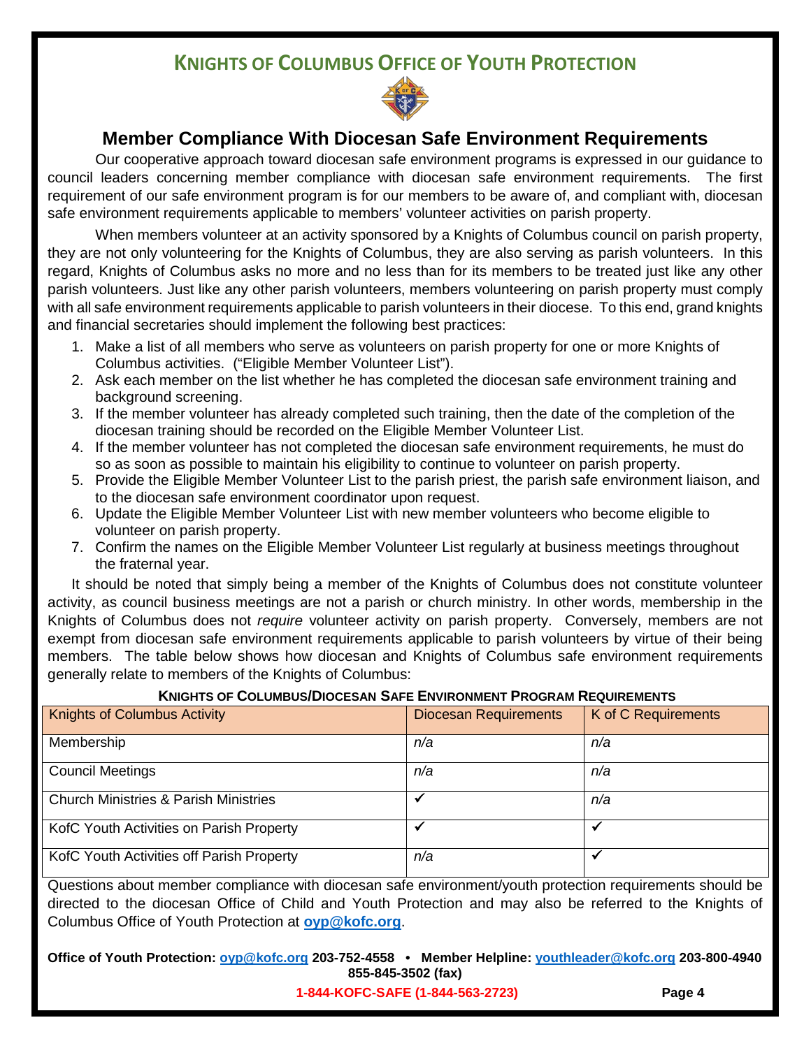## KNIGHTS OF COLUMBUS OFFICE OF YOUTH PROTECTION

# Member Compliance With Diocesan Safe Environment Requirements

Our cooperative approach toward diocesan safe environment programs is expressed in our guidance to council leaders concerning member compliance with diocesan safe environment requirements. The first requirement of our safe environment program is for our members to be aware of, and compliant with, diocesan safe environment requirements applicable to members' volunteer activities on parish property.

When members volunteer at an activity sponsored by a Knights of Columbus council on parish property, they are not only volunteering for the Knights of Columbus, they are also serving as parish volunteers. In this regard, Knights of Columbus asks no more and no less than for its members to be treated just like any other parish volunteers. Just like any other parish volunteers, members volunteering on parish property must comply with all safe environment requirements applicable to parish volunteers in their diocese. To this end, grand knights and financial secretaries should implement the following best practices:

1. Make a list of all members who serve as volunteers on parish property for one or more Knights of Columbus activities. ("Eligible Member Volunteer List").
2. Ask each member on the list whether he has completed the diocesan safe environment training and background screening.
3. If the member volunteer has already completed such training, then the date of the completion of the diocesan training should be recorded on the Eligible Member Volunteer List.
4. If the member volunteer has not completed the diocesan safe environment requirements, he must do so as soon as possible to maintain his eligibility to continue to volunteer on parish property.
5. Provide the Eligible Member Volunteer List to the parish priest, the parish safe environment liaison, and to the diocesan safe environment coordinator upon request.
6. Update the Eligible Member Volunteer List with new member volunteers who become eligible to volunteer on parish property.
7. Confirm the names on the Eligible Member Volunteer List regularly at business meetings throughout the fraternal year.

It should be noted that simply being a member of the Knights of Columbus does not constitute volunteer activity, as council business meetings are not a parish or church ministry. In other words, membership in the Knights of Columbus does not *require* volunteer activity on parish property. Conversely, members are not exempt from diocesan safe environment requirements applicable to parish volunteers by virtue of their being members. The table below shows how diocesan and Knights of Columbus safe environment requirements generally relate to members of the Knights of Columbus:

**KNIGHTS OF COLUMBUS/DIOCESAN SAFE ENVIRONMENT PROGRAM REQUIREMENTS**

| Knights of Columbus Activity | Diocesan Requirements | K of C Requirements |
|---|---|---|
| Membership | *n/a* | *n/a* |
| Council Meetings | *n/a* | *n/a* |
| Church Ministries & Parish Ministries | ✓ | *n/a* |
| KofC Youth Activities on Parish Property | ✓ | ✓ |
| KofC Youth Activities off Parish Property | *n/a* | ✓ |

Questions about member compliance with diocesan safe environment/youth protection requirements should be directed to the diocesan Office of Child and Youth Protection and may also be referred to the Knights of Columbus Office of Youth Protection at **oyp@kofc.org**.

**Office of Youth Protection: oyp@kofc.org 203-752-4558 • Member Helpline: youthleader@kofc.org 203-800-4940 855-845-3502 (fax)**

**1-844-KOFC-SAFE (1-844-563-2723)**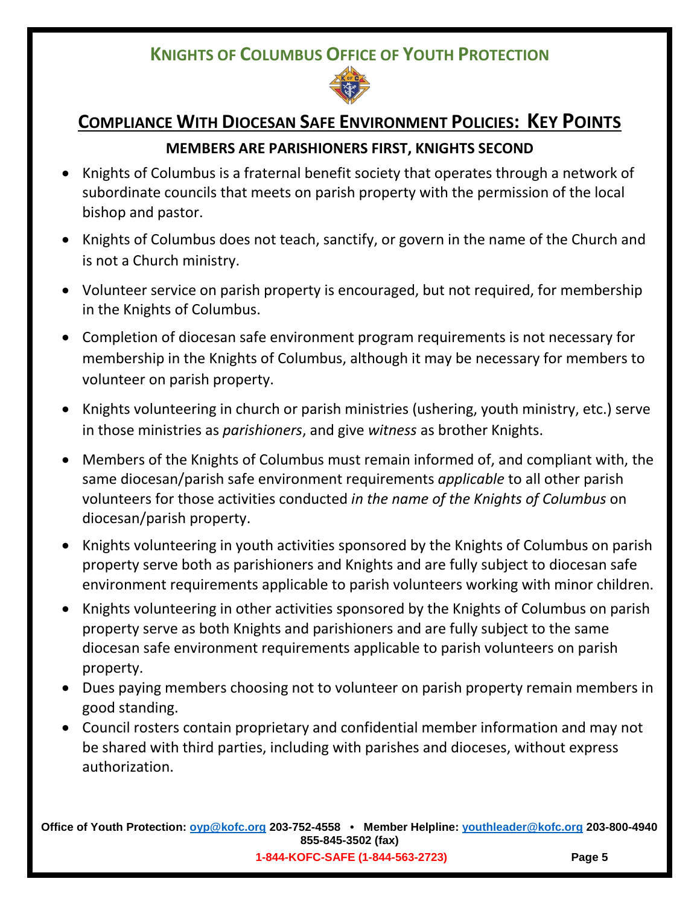## KNIGHTS OF COLUMBUS OFFICE OF YOUTH PROTECTION

# COMPLIANCE WITH DIOCESAN SAFE ENVIRONMENT POLICIES: KEY POINTS

### MEMBERS ARE PARISHIONERS FIRST, KNIGHTS SECOND

- Knights of Columbus is a fraternal benefit society that operates through a network of subordinate councils that meets on parish property with the permission of the local bishop and pastor.
- Knights of Columbus does not teach, sanctify, or govern in the name of the Church and is not a Church ministry.
- Volunteer service on parish property is encouraged, but not required, for membership in the Knights of Columbus.
- Completion of diocesan safe environment program requirements is not necessary for membership in the Knights of Columbus, although it may be necessary for members to volunteer on parish property.
- Knights volunteering in church or parish ministries (ushering, youth ministry, etc.) serve in those ministries as *parishioners*, and give *witness* as brother Knights.
- Members of the Knights of Columbus must remain informed of, and compliant with, the same diocesan/parish safe environment requirements *applicable* to all other parish volunteers for those activities conducted *in the name of the Knights of Columbus* on diocesan/parish property.
- Knights volunteering in youth activities sponsored by the Knights of Columbus on parish property serve both as parishioners and Knights and are fully subject to diocesan safe environment requirements applicable to parish volunteers working with minor children.
- Knights volunteering in other activities sponsored by the Knights of Columbus on parish property serve as both Knights and parishioners and are fully subject to the same diocesan safe environment requirements applicable to parish volunteers on parish property.
- Dues paying members choosing not to volunteer on parish property remain members in good standing.
- Council rosters contain proprietary and confidential member information and may not be shared with third parties, including with parishes and dioceses, without express authorization.

**Office of Youth Protection: oyp@kofc.org 203-752-4558 • Member Helpline: youthleader@kofc.org 203-800-4940 855-845-3502 (fax)**

**1-844-KOFC-SAFE (1-844-563-2723)**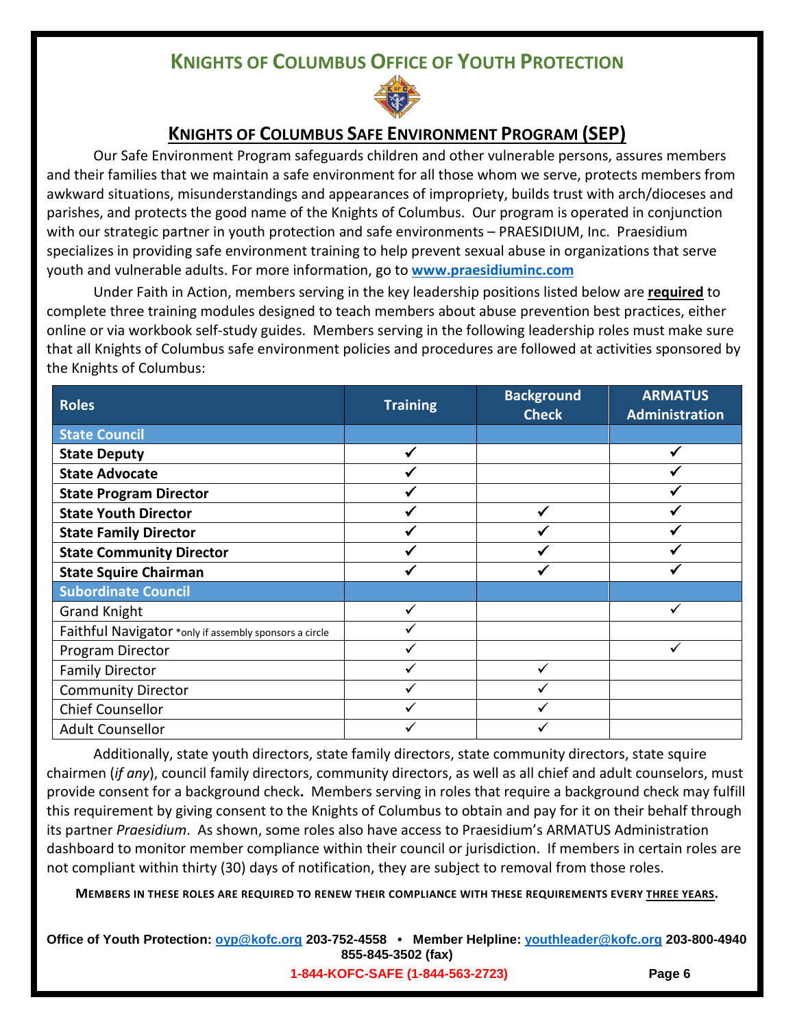# KNIGHTS OF COLUMBUS OFFICE OF YOUTH PROTECTION

## KNIGHTS OF COLUMBUS SAFE ENVIRONMENT PROGRAM (SEP)

Our Safe Environment Program safeguards children and other vulnerable persons, assures members and their families that we maintain a safe environment for all those whom we serve, protects members from awkward situations, misunderstandings and appearances of impropriety, builds trust with arch/dioceses and parishes, and protects the good name of the Knights of Columbus. Our program is operated in conjunction with our strategic partner in youth protection and safe environments – PRAESIDIUM, Inc. Praesidium specializes in providing safe environment training to help prevent sexual abuse in organizations that serve youth and vulnerable adults. For more information, go to **www.praesidiuminc.com**

Under Faith in Action, members serving in the key leadership positions listed below are **required** to complete three training modules designed to teach members about abuse prevention best practices, either online or via workbook self-study guides. Members serving in the following leadership roles must make sure that all Knights of Columbus safe environment policies and procedures are followed at activities sponsored by the Knights of Columbus:

| Roles | Training | Background Check | ARMATUS Administration |
|---|---|---|---|
| **State Council** | | | |
| **State Deputy** | ✓ | | ✓ |
| **State Advocate** | ✓ | | ✓ |
| **State Program Director** | ✓ | | ✓ |
| **State Youth Director** | ✓ | ✓ | ✓ |
| **State Family Director** | ✓ | ✓ | ✓ |
| **State Community Director** | ✓ | ✓ | ✓ |
| **State Squire Chairman** | ✓ | ✓ | ✓ |
| **Subordinate Council** | | | |
| Grand Knight | ✓ | | ✓ |
| Faithful Navigator *only if assembly sponsors a circle | ✓ | | |
| Program Director | ✓ | | ✓ |
| Family Director | ✓ | ✓ | |
| Community Director | ✓ | ✓ | |
| Chief Counsellor | ✓ | ✓ | |
| Adult Counsellor | ✓ | ✓ | |

Additionally, state youth directors, state family directors, state community directors, state squire chairmen (*if any*), council family directors, community directors, as well as all chief and adult counselors, must provide consent for a background check**.** Members serving in roles that require a background check may fulfill this requirement by giving consent to the Knights of Columbus to obtain and pay for it on their behalf through its partner *Praesidium*. As shown, some roles also have access to Praesidium's ARMATUS Administration dashboard to monitor member compliance within their council or jurisdiction. If members in certain roles are not compliant within thirty (30) days of notification, they are subject to removal from those roles.

**MEMBERS IN THESE ROLES ARE REQUIRED TO RENEW THEIR COMPLIANCE WITH THESE REQUIREMENTS EVERY THREE YEARS.**

**Office of Youth Protection: oyp@kofc.org 203-752-4558 • Member Helpline: youthleader@kofc.org 203-800-4940 855-845-3502 (fax)**

**1-844-KOFC-SAFE (1-844-563-2723)**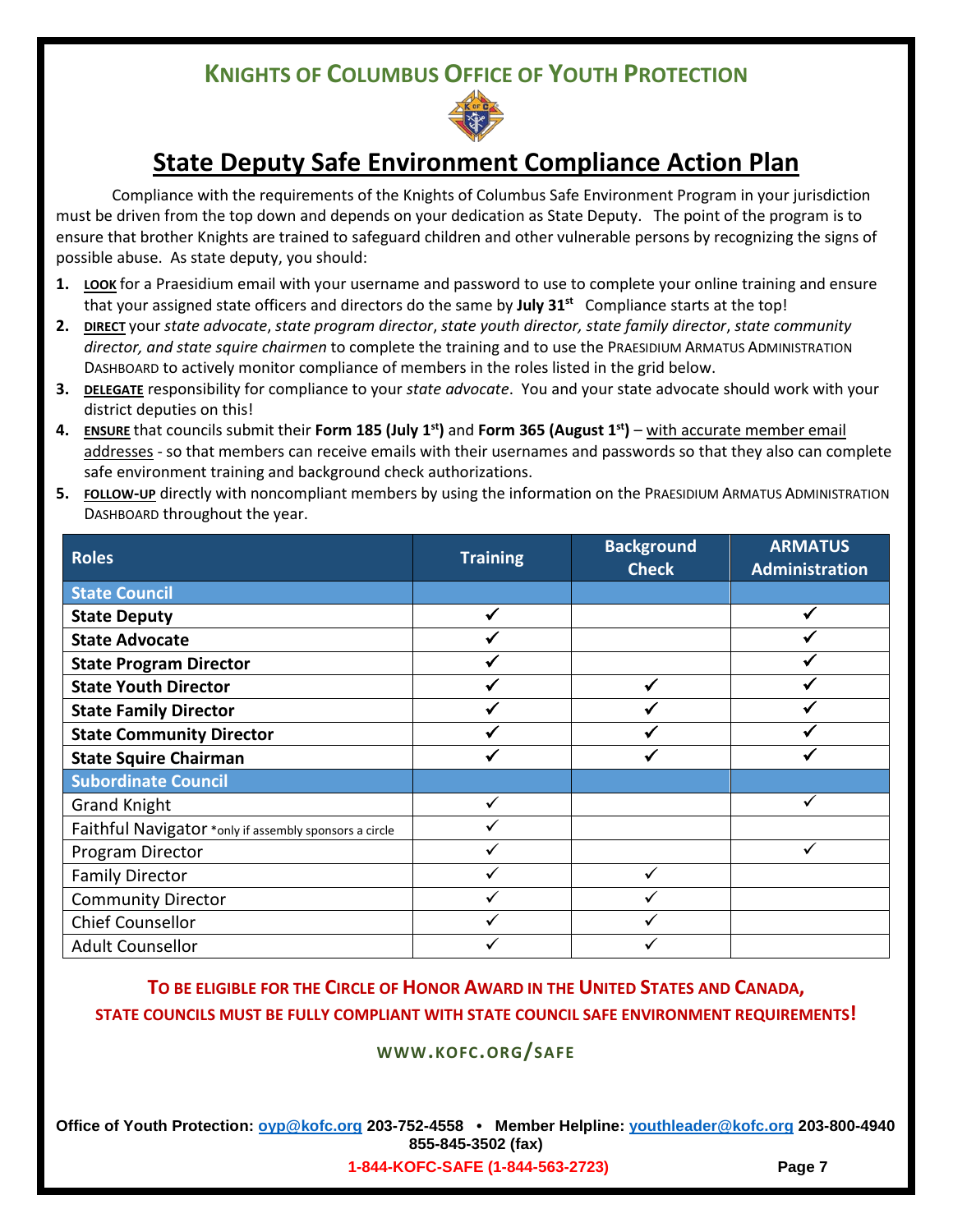## KNIGHTS OF COLUMBUS OFFICE OF YOUTH PROTECTION

# State Deputy Safe Environment Compliance Action Plan

Compliance with the requirements of the Knights of Columbus Safe Environment Program in your jurisdiction must be driven from the top down and depends on your dedication as State Deputy. The point of the program is to ensure that brother Knights are trained to safeguard children and other vulnerable persons by recognizing the signs of possible abuse. As state deputy, you should:

1. **LOOK** for a Praesidium email with your username and password to use to complete your online training and ensure that your assigned state officers and directors do the same by **July 31st** Compliance starts at the top!
2. **DIRECT** your *state advocate*, *state program director*, *state youth director*, *state family director*, *state community director, and state squire chairmen* to complete the training and to use the PRAESIDIUM ARMATUS ADMINISTRATION DASHBOARD to actively monitor compliance of members in the roles listed in the grid below.
3. **DELEGATE** responsibility for compliance to your *state advocate*. You and your state advocate should work with your district deputies on this!
4. **ENSURE** that councils submit their **Form 185 (July 1st)** and **Form 365 (August 1st)** – with accurate member email addresses - so that members can receive emails with their usernames and passwords so that they also can complete safe environment training and background check authorizations.
5. **FOLLOW-UP** directly with noncompliant members by using the information on the PRAESIDIUM ARMATUS ADMINISTRATION DASHBOARD throughout the year.

| Roles | Training | Background Check | ARMATUS Administration |
|---|---|---|---|
| **State Council** | | | |
| **State Deputy** | ✓ | | ✓ |
| **State Advocate** | ✓ | | ✓ |
| **State Program Director** | ✓ | | ✓ |
| **State Youth Director** | ✓ | ✓ | ✓ |
| **State Family Director** | ✓ | ✓ | ✓ |
| **State Community Director** | ✓ | ✓ | ✓ |
| **State Squire Chairman** | ✓ | ✓ | ✓ |
| **Subordinate Council** | | | |
| Grand Knight | ✓ | | ✓ |
| Faithful Navigator *only if assembly sponsors a circle | ✓ | | |
| Program Director | ✓ | | ✓ |
| Family Director | ✓ | ✓ | |
| Community Director | ✓ | ✓ | |
| Chief Counsellor | ✓ | ✓ | |
| Adult Counsellor | ✓ | ✓ | |

**TO BE ELIGIBLE FOR THE CIRCLE OF HONOR AWARD IN THE UNITED STATES AND CANADA, STATE COUNCILS MUST BE FULLY COMPLIANT WITH STATE COUNCIL SAFE ENVIRONMENT REQUIREMENTS!**

**WWW.KOFC.ORG/SAFE**

**Office of Youth Protection: oyp@kofc.org 203-752-4558 • Member Helpline: youthleader@kofc.org 203-800-4940 855-845-3502 (fax)**

**1-844-KOFC-SAFE (1-844-563-2723)**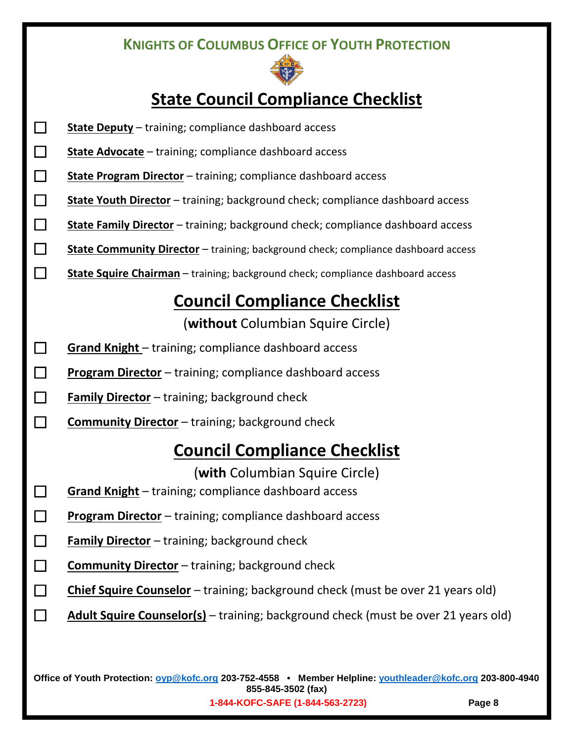**KNIGHTS OF COLUMBUS OFFICE OF YOUTH PROTECTION**

# State Council Compliance Checklist

- ☐ **State Deputy** – training; compliance dashboard access
- ☐ **State Advocate** – training; compliance dashboard access
- ☐ **State Program Director** – training; compliance dashboard access
- ☐ **State Youth Director** – training; background check; compliance dashboard access
- ☐ **State Family Director** – training; background check; compliance dashboard access
- ☐ **State Community Director** – training; background check; compliance dashboard access
- ☐ **State Squire Chairman** – training; background check; compliance dashboard access

# Council Compliance Checklist

(**without** Columbian Squire Circle)

- ☐ **Grand Knight** – training; compliance dashboard access
- ☐ **Program Director** – training; compliance dashboard access
- ☐ **Family Director** – training; background check
- ☐ **Community Director** – training; background check

# Council Compliance Checklist

(**with** Columbian Squire Circle)

- ☐ **Grand Knight** – training; compliance dashboard access
- ☐ **Program Director** – training; compliance dashboard access
- ☐ **Family Director** – training; background check
- ☐ **Community Director** – training; background check
- ☐ **Chief Squire Counselor** – training; background check (must be over 21 years old)
- ☐ **Adult Squire Counselor(s)** – training; background check (must be over 21 years old)

**Office of Youth Protection: oyp@kofc.org 203-752-4558 • Member Helpline: youthleader@kofc.org 203-800-4940 855-845-3502 (fax)**

**1-844-KOFC-SAFE (1-844-563-2723)**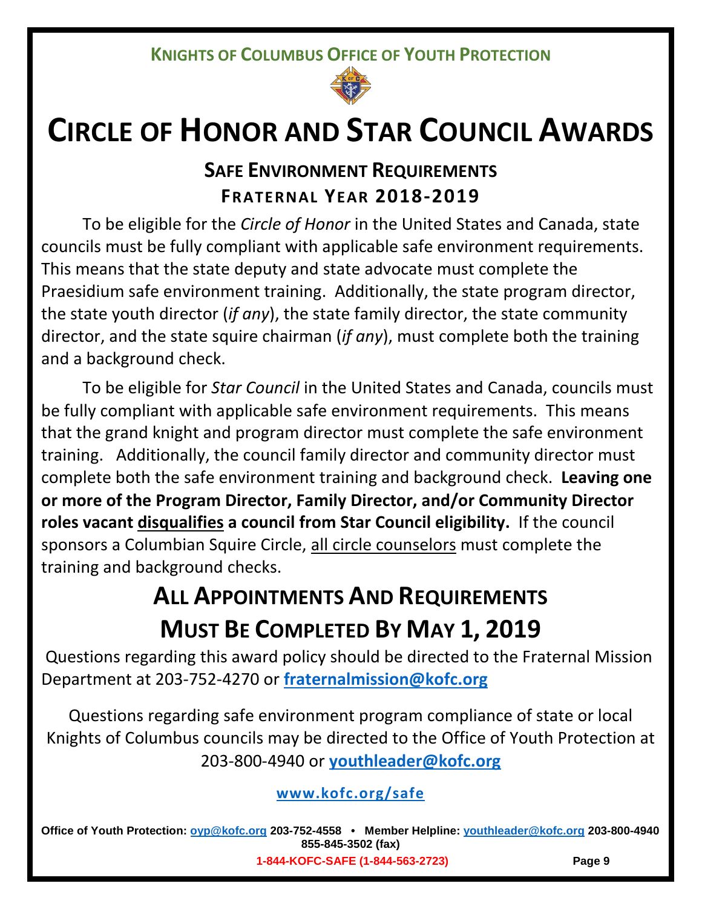**KNIGHTS OF COLUMBUS OFFICE OF YOUTH PROTECTION**

# CIRCLE OF HONOR AND STAR COUNCIL AWARDS

## SAFE ENVIRONMENT REQUIREMENTS
## FRATERNAL YEAR 2018-2019

To be eligible for the *Circle of Honor* in the United States and Canada, state councils must be fully compliant with applicable safe environment requirements. This means that the state deputy and state advocate must complete the Praesidium safe environment training. Additionally, the state program director, the state youth director (*if any*), the state family director, the state community director, and the state squire chairman (*if any*), must complete both the training and a background check.

To be eligible for *Star Council* in the United States and Canada, councils must be fully compliant with applicable safe environment requirements. This means that the grand knight and program director must complete the safe environment training. Additionally, the council family director and community director must complete both the safe environment training and background check. **Leaving one or more of the Program Director, Family Director, and/or Community Director roles vacant <u>disqualifies</u> a council from Star Council eligibility.** If the council sponsors a Columbian Squire Circle, <u>all circle counselors</u> must complete the training and background checks.

## ALL APPOINTMENTS AND REQUIREMENTS MUST BE COMPLETED BY MAY 1, 2019

Questions regarding this award policy should be directed to the Fraternal Mission Department at 203-752-4270 or **fraternalmission@kofc.org**

Questions regarding safe environment program compliance of state or local Knights of Columbus councils may be directed to the Office of Youth Protection at 203-800-4940 or **youthleader@kofc.org**

**www.kofc.org/safe**

**Office of Youth Protection: oyp@kofc.org 203-752-4558 • Member Helpline: youthleader@kofc.org 203-800-4940 855-845-3502 (fax)**

**1-844-KOFC-SAFE (1-844-563-2723)**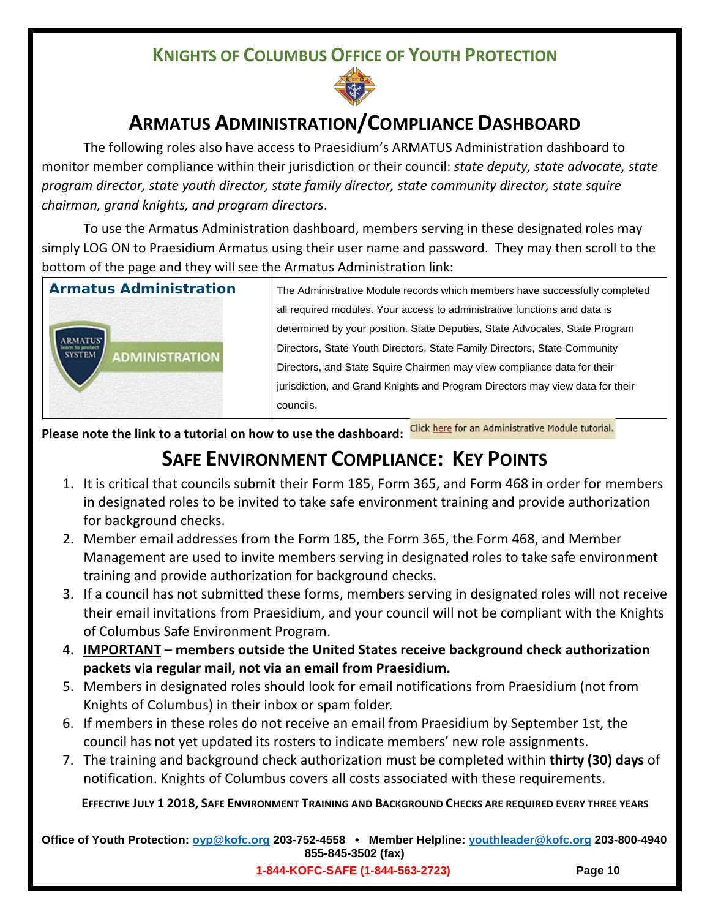## KNIGHTS OF COLUMBUS OFFICE OF YOUTH PROTECTION

# ARMATUS ADMINISTRATION/COMPLIANCE DASHBOARD

The following roles also have access to Praesidium's ARMATUS Administration dashboard to monitor member compliance within their jurisdiction or their council: *state deputy, state advocate, state program director, state youth director, state family director, state community director, state squire chairman, grand knights, and program directors*.

To use the Armatus Administration dashboard, members serving in these designated roles may simply LOG ON to Praesidium Armatus using their user name and password. They may then scroll to the bottom of the page and they will see the Armatus Administration link:

| Armatus Administration | The Administrative Module records which members have successfully completed all required modules. Your access to administrative functions and data is determined by your position. State Deputies, State Advocates, State Program Directors, State Youth Directors, State Family Directors, State Community Directors, and State Squire Chairmen may view compliance data for their jurisdiction, and Grand Knights and Program Directors may view data for their councils. |
|---|---|

**Please note the link to a tutorial on how to use the dashboard:** Click here for an Administrative Module tutorial.

# SAFE ENVIRONMENT COMPLIANCE: KEY POINTS

1. It is critical that councils submit their Form 185, Form 365, and Form 468 in order for members in designated roles to be invited to take safe environment training and provide authorization for background checks.
2. Member email addresses from the Form 185, the Form 365, the Form 468, and Member Management are used to invite members serving in designated roles to take safe environment training and provide authorization for background checks.
3. If a council has not submitted these forms, members serving in designated roles will not receive their email invitations from Praesidium, and your council will not be compliant with the Knights of Columbus Safe Environment Program.
4. **IMPORTANT – members outside the United States receive background check authorization packets via regular mail, not via an email from Praesidium.**
5. Members in designated roles should look for email notifications from Praesidium (not from Knights of Columbus) in their inbox or spam folder.
6. If members in these roles do not receive an email from Praesidium by September 1st, the council has not yet updated its rosters to indicate members' new role assignments.
7. The training and background check authorization must be completed within **thirty (30) days** of notification. Knights of Columbus covers all costs associated with these requirements.

**EFFECTIVE JULY 1 2018, SAFE ENVIRONMENT TRAINING AND BACKGROUND CHECKS ARE REQUIRED EVERY THREE YEARS**

**Office of Youth Protection: oyp@kofc.org 203-752-4558 • Member Helpline: youthleader@kofc.org 203-800-4940 855-845-3502 (fax)**

**1-844-KOFC-SAFE (1-844-563-2723)**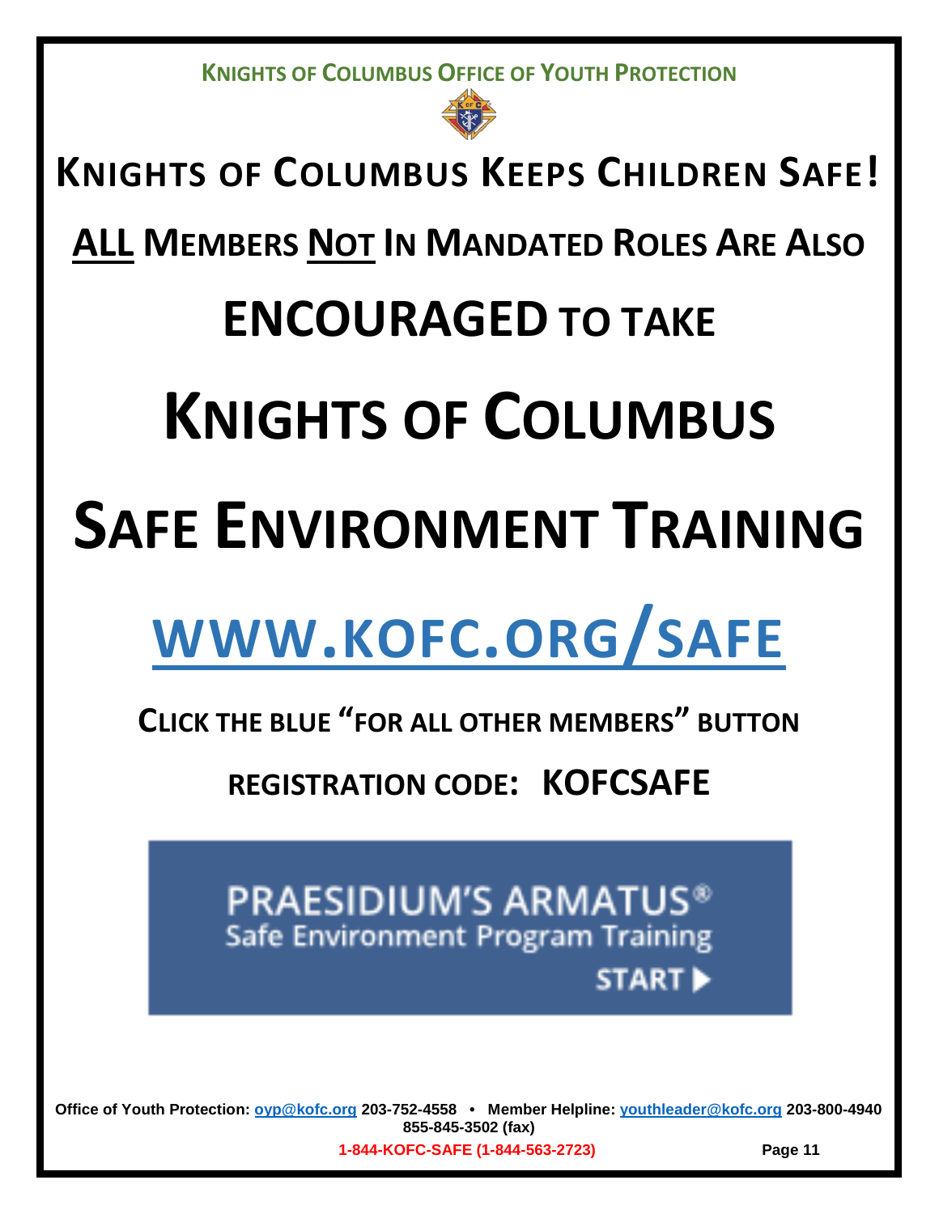**KNIGHTS OF COLUMBUS OFFICE OF YOUTH PROTECTION**

# KNIGHTS OF COLUMBUS KEEPS CHILDREN SAFE!

## ALL MEMBERS NOT IN MANDATED ROLES ARE ALSO

## ENCOURAGED TO TAKE

# KNIGHTS OF COLUMBUS

# SAFE ENVIRONMENT TRAINING

# WWW.KOFC.ORG/SAFE

**CLICK THE BLUE "FOR ALL OTHER MEMBERS" BUTTON**

**REGISTRATION CODE: KOFCSAFE**

**PRAESIDIUM'S ARMATUS®**
Safe Environment Program Training
**START ▶**

**Office of Youth Protection: oyp@kofc.org 203-752-4558 • Member Helpline: youthleader@kofc.org 203-800-4940**
**855-845-3502 (fax)**

**1-844-KOFC-SAFE (1-844-563-2723)**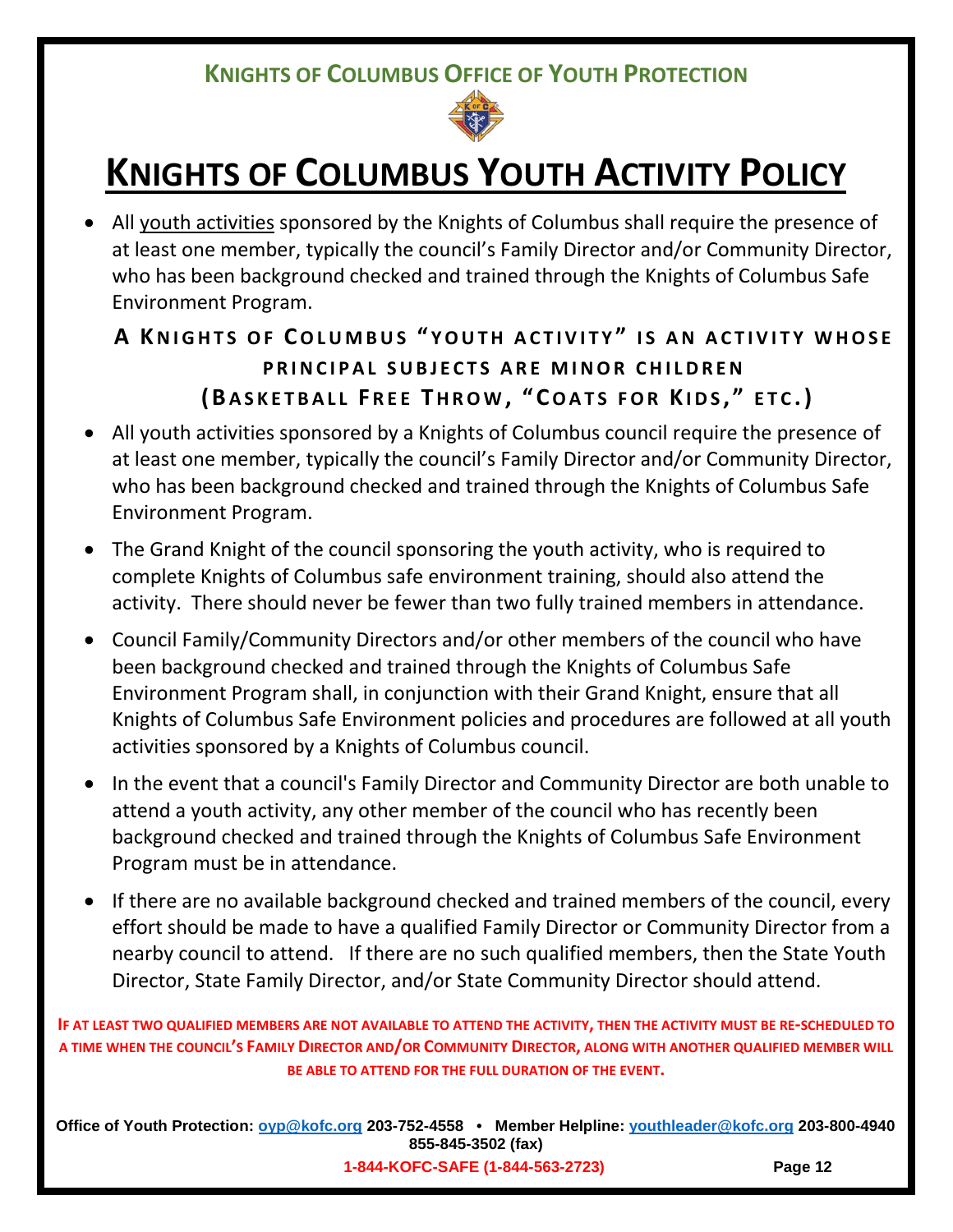**KNIGHTS OF COLUMBUS OFFICE OF YOUTH PROTECTION**

# KNIGHTS OF COLUMBUS YOUTH ACTIVITY POLICY

- All youth activities sponsored by the Knights of Columbus shall require the presence of at least one member, typically the council's Family Director and/or Community Director, who has been background checked and trained through the Knights of Columbus Safe Environment Program.

**A KNIGHTS OF COLUMBUS "YOUTH ACTIVITY" IS AN ACTIVITY WHOSE PRINCIPAL SUBJECTS ARE MINOR CHILDREN (BASKETBALL FREE THROW, "COATS FOR KIDS," ETC.)**

- All youth activities sponsored by a Knights of Columbus council require the presence of at least one member, typically the council's Family Director and/or Community Director, who has been background checked and trained through the Knights of Columbus Safe Environment Program.
- The Grand Knight of the council sponsoring the youth activity, who is required to complete Knights of Columbus safe environment training, should also attend the activity. There should never be fewer than two fully trained members in attendance.
- Council Family/Community Directors and/or other members of the council who have been background checked and trained through the Knights of Columbus Safe Environment Program shall, in conjunction with their Grand Knight, ensure that all Knights of Columbus Safe Environment policies and procedures are followed at all youth activities sponsored by a Knights of Columbus council.
- In the event that a council's Family Director and Community Director are both unable to attend a youth activity, any other member of the council who has recently been background checked and trained through the Knights of Columbus Safe Environment Program must be in attendance.
- If there are no available background checked and trained members of the council, every effort should be made to have a qualified Family Director or Community Director from a nearby council to attend. If there are no such qualified members, then the State Youth Director, State Family Director, and/or State Community Director should attend.

**IF AT LEAST TWO QUALIFIED MEMBERS ARE NOT AVAILABLE TO ATTEND THE ACTIVITY, THEN THE ACTIVITY MUST BE RE-SCHEDULED TO A TIME WHEN THE COUNCIL'S FAMILY DIRECTOR AND/OR COMMUNITY DIRECTOR, ALONG WITH ANOTHER QUALIFIED MEMBER WILL BE ABLE TO ATTEND FOR THE FULL DURATION OF THE EVENT.**

**Office of Youth Protection: oyp@kofc.org 203-752-4558 • Member Helpline: youthleader@kofc.org 203-800-4940 855-845-3502 (fax)**

**1-844-KOFC-SAFE (1-844-563-2723)**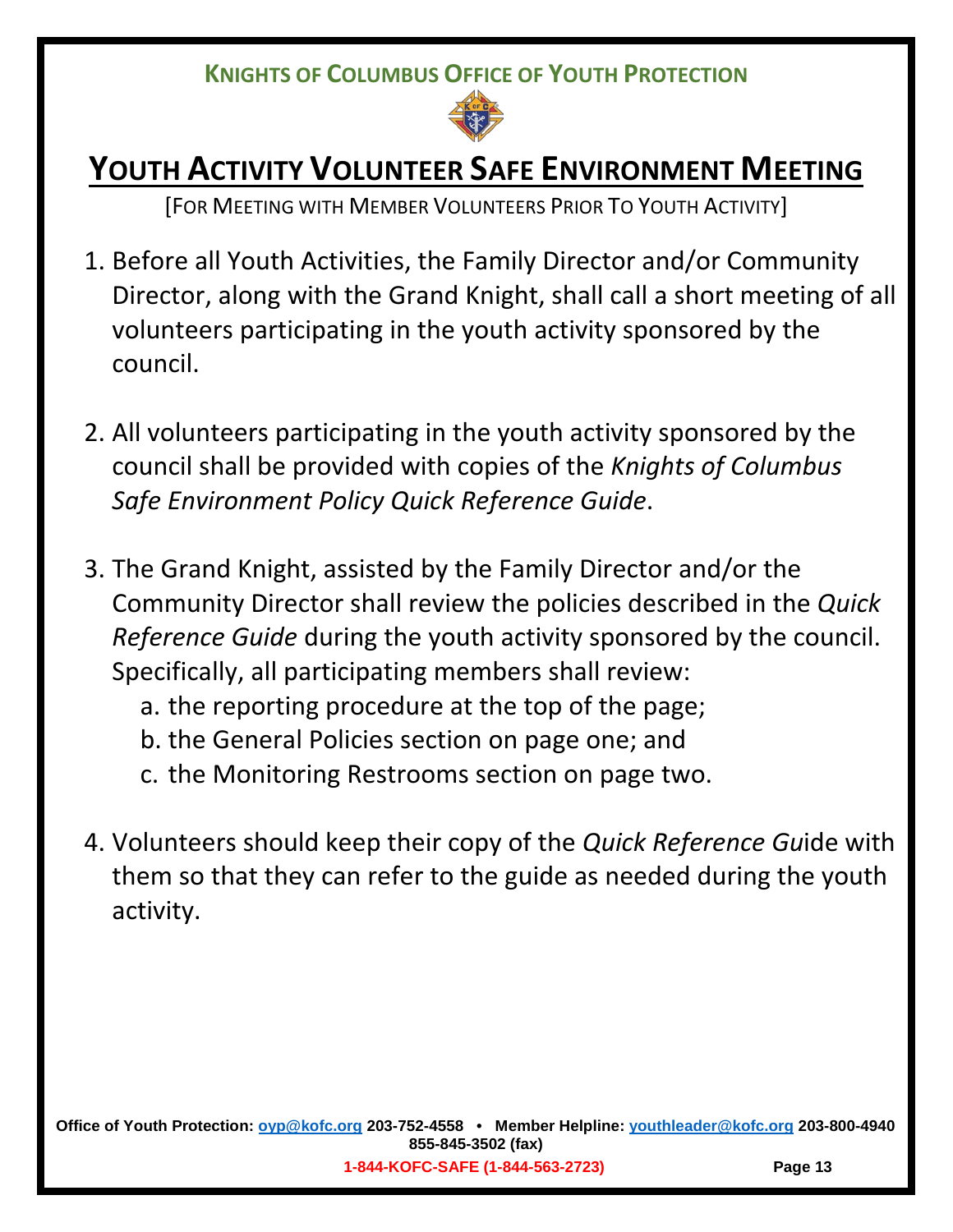**KNIGHTS OF COLUMBUS OFFICE OF YOUTH PROTECTION**

# YOUTH ACTIVITY VOLUNTEER SAFE ENVIRONMENT MEETING

[FOR MEETING WITH MEMBER VOLUNTEERS PRIOR TO YOUTH ACTIVITY]

1. Before all Youth Activities, the Family Director and/or Community Director, along with the Grand Knight, shall call a short meeting of all volunteers participating in the youth activity sponsored by the council.

2. All volunteers participating in the youth activity sponsored by the council shall be provided with copies of the *Knights of Columbus Safe Environment Policy Quick Reference Guide*.

3. The Grand Knight, assisted by the Family Director and/or the Community Director shall review the policies described in the *Quick Reference Guide* during the youth activity sponsored by the council. Specifically, all participating members shall review:
   a. the reporting procedure at the top of the page;
   b. the General Policies section on page one; and
   c. the Monitoring Restrooms section on page two.

4. Volunteers should keep their copy of the *Quick Reference Gu*ide with them so that they can refer to the guide as needed during the youth activity.

**Office of Youth Protection: oyp@kofc.org 203-752-4558 • Member Helpline: youthleader@kofc.org 203-800-4940 855-845-3502 (fax)**

**1-844-KOFC-SAFE (1-844-563-2723)**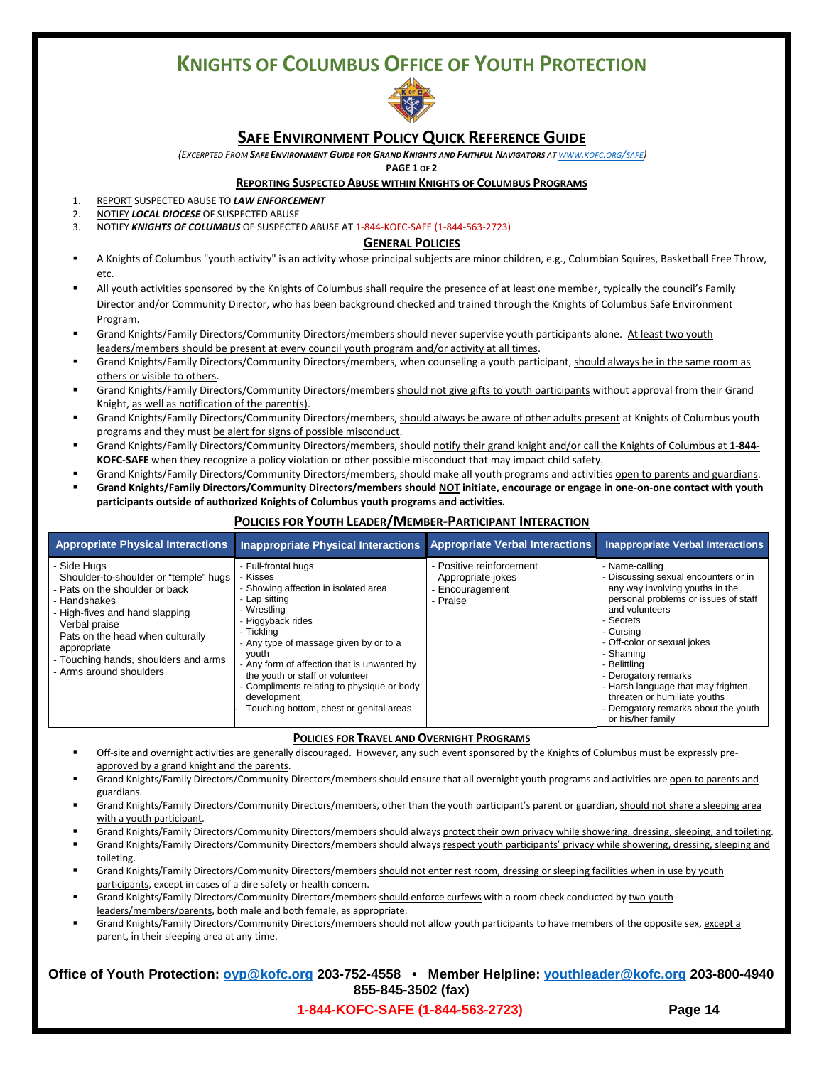# KNIGHTS OF COLUMBUS OFFICE OF YOUTH PROTECTION

## SAFE ENVIRONMENT POLICY QUICK REFERENCE GUIDE

*(EXCERPTED FROM **SAFE ENVIRONMENT GUIDE FOR GRAND KNIGHTS AND FAITHFUL NAVIGATORS** AT WWW.KOFC.ORG/SAFE)*

**PAGE 1 OF 2**

### REPORTING SUSPECTED ABUSE WITHIN KNIGHTS OF COLUMBUS PROGRAMS

1. REPORT SUSPECTED ABUSE TO ***LAW ENFORCEMENT***
2. NOTIFY ***LOCAL DIOCESE*** OF SUSPECTED ABUSE
3. NOTIFY ***KNIGHTS OF COLUMBUS*** OF SUSPECTED ABUSE AT 1-844-KOFC-SAFE (1-844-563-2723)

### GENERAL POLICIES

- A Knights of Columbus "youth activity" is an activity whose principal subjects are minor children, e.g., Columbian Squires, Basketball Free Throw, etc.
- All youth activities sponsored by the Knights of Columbus shall require the presence of at least one member, typically the council's Family Director and/or Community Director, who has been background checked and trained through the Knights of Columbus Safe Environment Program.
- Grand Knights/Family Directors/Community Directors/members should never supervise youth participants alone. At least two youth leaders/members should be present at every council youth program and/or activity at all times.
- Grand Knights/Family Directors/Community Directors/members, when counseling a youth participant, should always be in the same room as others or visible to others.
- Grand Knights/Family Directors/Community Directors/members should not give gifts to youth participants without approval from their Grand Knight, as well as notification of the parent(s).
- Grand Knights/Family Directors/Community Directors/members, should always be aware of other adults present at Knights of Columbus youth programs and they must be alert for signs of possible misconduct.
- Grand Knights/Family Directors/Community Directors/members, should notify their grand knight and/or call the Knights of Columbus at **1-844-KOFC-SAFE** when they recognize a policy violation or other possible misconduct that may impact child safety.
- Grand Knights/Family Directors/Community Directors/members, should make all youth programs and activities open to parents and guardians.
- **Grand Knights/Family Directors/Community Directors/members should NOT initiate, encourage or engage in one-on-one contact with youth participants outside of authorized Knights of Columbus youth programs and activities.**

### POLICIES FOR YOUTH LEADER/MEMBER-PARTICIPANT INTERACTION

| Appropriate Physical Interactions | Inappropriate Physical Interactions | Appropriate Verbal Interactions | Inappropriate Verbal Interactions |
|---|---|---|---|
| - Side Hugs<br>- Shoulder-to-shoulder or "temple" hugs<br>- Pats on the shoulder or back<br>- Handshakes<br>- High-fives and hand slapping<br>- Verbal praise<br>- Pats on the head when culturally appropriate<br>- Touching hands, shoulders and arms<br>- Arms around shoulders | - Full-frontal hugs<br>- Kisses<br>- Showing affection in isolated area<br>- Lap sitting<br>- Wrestling<br>- Piggyback rides<br>- Tickling<br>- Any type of massage given by or to a youth<br>- Any form of affection that is unwanted by the youth or staff or volunteer<br>- Compliments relating to physique or body development<br>- Touching bottom, chest or genital areas | - Positive reinforcement<br>- Appropriate jokes<br>- Encouragement<br>- Praise | - Name-calling<br>- Discussing sexual encounters or in any way involving youths in the personal problems or issues of staff and volunteers<br>- Secrets<br>- Cursing<br>- Off-color or sexual jokes<br>- Shaming<br>- Belittling<br>- Derogatory remarks<br>- Harsh language that may frighten, threaten or humiliate youths<br>- Derogatory remarks about the youth or his/her family |

### POLICIES FOR TRAVEL AND OVERNIGHT PROGRAMS

- Off-site and overnight activities are generally discouraged. However, any such event sponsored by the Knights of Columbus must be expressly pre-approved by a grand knight and the parents.
- Grand Knights/Family Directors/Community Directors/members should ensure that all overnight youth programs and activities are open to parents and guardians.
- Grand Knights/Family Directors/Community Directors/members, other than the youth participant's parent or guardian, should not share a sleeping area with a youth participant.
- Grand Knights/Family Directors/Community Directors/members should always protect their own privacy while showering, dressing, sleeping, and toileting.
- Grand Knights/Family Directors/Community Directors/members should always respect youth participants' privacy while showering, dressing, sleeping and toileting.
- Grand Knights/Family Directors/Community Directors/members should not enter rest room, dressing or sleeping facilities when in use by youth participants, except in cases of a dire safety or health concern.
- Grand Knights/Family Directors/Community Directors/members should enforce curfews with a room check conducted by two youth leaders/members/parents, both male and both female, as appropriate.
- Grand Knights/Family Directors/Community Directors/members should not allow youth participants to have members of the opposite sex, except a parent, in their sleeping area at any time.

**Office of Youth Protection: oyp@kofc.org 203-752-4558 • Member Helpline: youthleader@kofc.org 203-800-4940 855-845-3502 (fax)**

**1-844-KOFC-SAFE (1-844-563-2723)**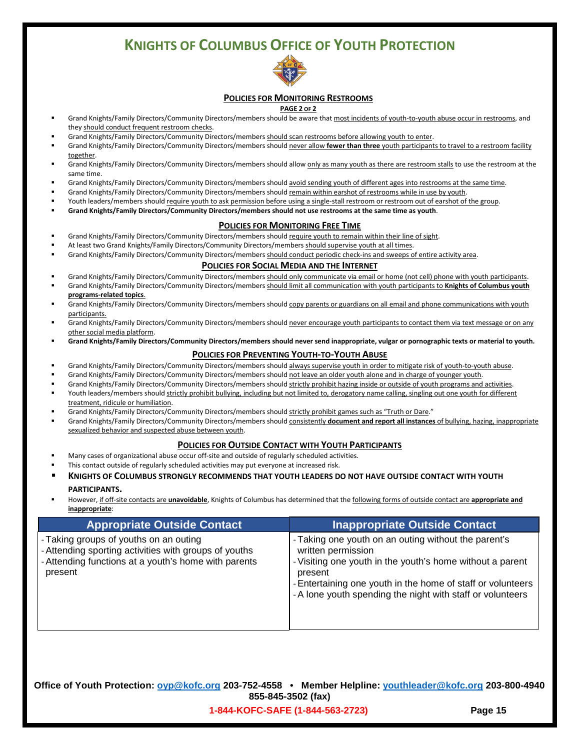# KNIGHTS OF COLUMBUS OFFICE OF YOUTH PROTECTION

## POLICIES FOR MONITORING RESTROOMS

**PAGE 2 OF 2**

- Grand Knights/Family Directors/Community Directors/members should be aware that most incidents of youth-to-youth abuse occur in restrooms, and they should conduct frequent restroom checks.
- Grand Knights/Family Directors/Community Directors/members should scan restrooms before allowing youth to enter.
- Grand Knights/Family Directors/Community Directors/members should never allow **fewer than three** youth participants to travel to a restroom facility together.
- Grand Knights/Family Directors/Community Directors/members should allow only as many youth as there are restroom stalls to use the restroom at the same time.
- Grand Knights/Family Directors/Community Directors/members should avoid sending youth of different ages into restrooms at the same time.
- Grand Knights/Family Directors/Community Directors/members should remain within earshot of restrooms while in use by youth.
- Youth leaders/members should require youth to ask permission before using a single-stall restroom or restroom out of earshot of the group.
- **Grand Knights/Family Directors/Community Directors/members should not use restrooms at the same time as youth**.

## POLICIES FOR MONITORING FREE TIME

- Grand Knights/Family Directors/Community Directors/members should require youth to remain within their line of sight.
- At least two Grand Knights/Family Directors/Community Directors/members should supervise youth at all times.
- Grand Knights/Family Directors/Community Directors/members should conduct periodic check-ins and sweeps of entire activity area.

## POLICIES FOR SOCIAL MEDIA AND THE INTERNET

- Grand Knights/Family Directors/Community Directors/members should only communicate via email or home (not cell) phone with youth participants.
- Grand Knights/Family Directors/Community Directors/members should limit all communication with youth participants to **Knights of Columbus youth programs-related topics**.
- Grand Knights/Family Directors/Community Directors/members should copy parents or guardians on all email and phone communications with youth participants.
- Grand Knights/Family Directors/Community Directors/members should never encourage youth participants to contact them via text message or on any other social media platform.
- **Grand Knights/Family Directors/Community Directors/members should never send inappropriate, vulgar or pornographic texts or material to youth.**

## POLICIES FOR PREVENTING YOUTH-TO-YOUTH ABUSE

- Grand Knights/Family Directors/Community Directors/members should always supervise youth in order to mitigate risk of youth-to-youth abuse.
- Grand Knights/Family Directors/Community Directors/members should not leave an older youth alone and in charge of younger youth.
- Grand Knights/Family Directors/Community Directors/members should strictly prohibit hazing inside or outside of youth programs and activities.
- Youth leaders/members should strictly prohibit bullying, including but not limited to, derogatory name calling, singling out one youth for different treatment, ridicule or humiliation.
- Grand Knights/Family Directors/Community Directors/members should strictly prohibit games such as "Truth or Dare."
- Grand Knights/Family Directors/Community Directors/members should consistently **document and report all instances** of bullying, hazing, inappropriate sexualized behavior and suspected abuse between youth.

## POLICIES FOR OUTSIDE CONTACT WITH YOUTH PARTICIPANTS

- Many cases of organizational abuse occur off-site and outside of regularly scheduled activities.
- This contact outside of regularly scheduled activities may put everyone at increased risk.
- **KNIGHTS OF COLUMBUS STRONGLY RECOMMENDS THAT YOUTH LEADERS DO NOT HAVE OUTSIDE CONTACT WITH YOUTH PARTICIPANTS.**
- However, if off-site contacts are **unavoidable**, Knights of Columbus has determined that the following forms of outside contact are **appropriate and inappropriate**:

| Appropriate Outside Contact | Inappropriate Outside Contact |
|---|---|
| - Taking groups of youths on an outing<br>- Attending sporting activities with groups of youths<br>- Attending functions at a youth's home with parents present | - Taking one youth on an outing without the parent's written permission<br>- Visiting one youth in the youth's home without a parent present<br>- Entertaining one youth in the home of staff or volunteers<br>- A lone youth spending the night with staff or volunteers |

**Office of Youth Protection: oyp@kofc.org 203-752-4558 • Member Helpline: youthleader@kofc.org 203-800-4940 855-845-3502 (fax)**

**1-844-KOFC-SAFE (1-844-563-2723)**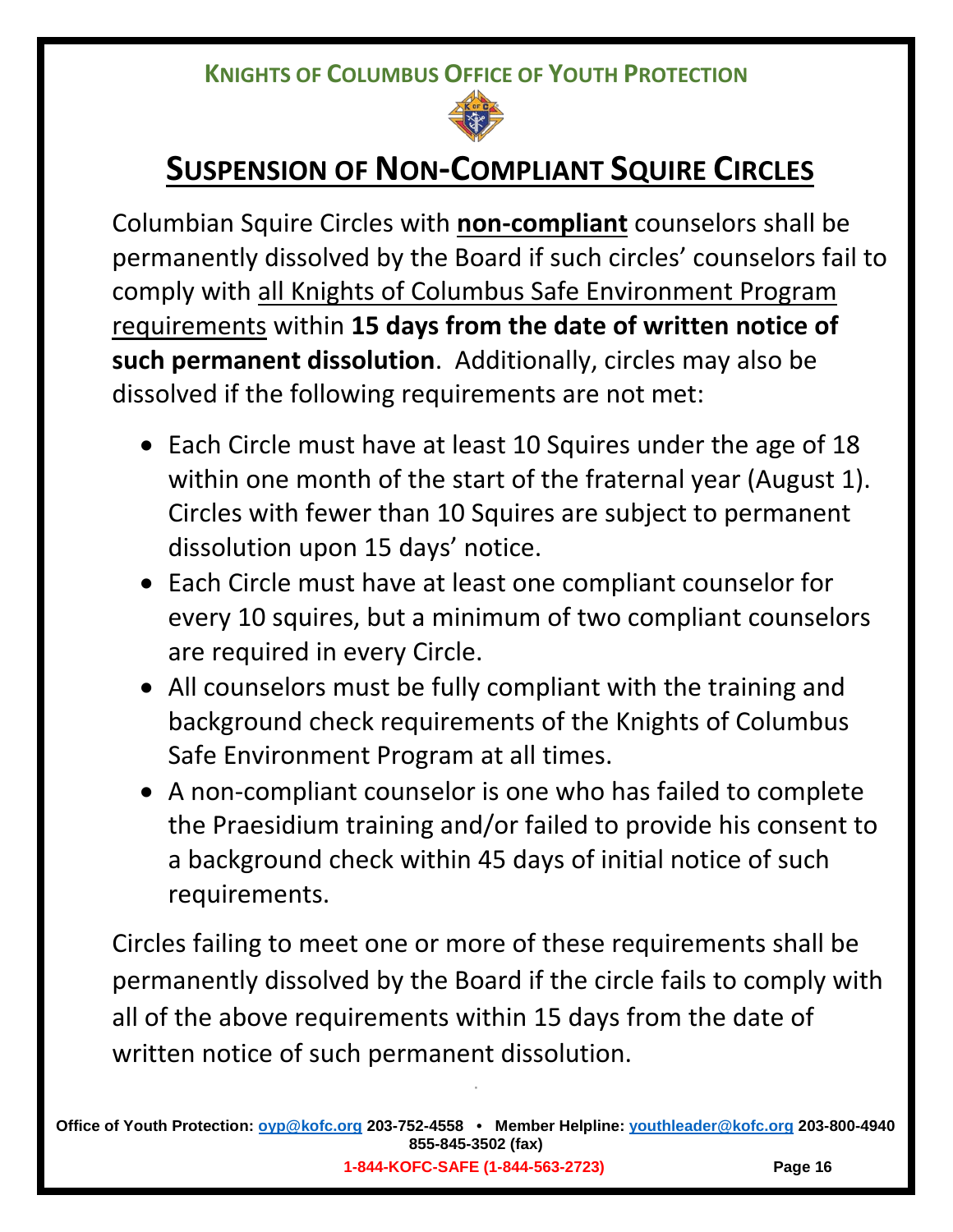**KNIGHTS OF COLUMBUS OFFICE OF YOUTH PROTECTION**

# SUSPENSION OF NON-COMPLIANT SQUIRE CIRCLES

Columbian Squire Circles with **non-compliant** counselors shall be permanently dissolved by the Board if such circles' counselors fail to comply with all Knights of Columbus Safe Environment Program requirements within **15 days from the date of written notice of such permanent dissolution**. Additionally, circles may also be dissolved if the following requirements are not met:

- Each Circle must have at least 10 Squires under the age of 18 within one month of the start of the fraternal year (August 1). Circles with fewer than 10 Squires are subject to permanent dissolution upon 15 days' notice.
- Each Circle must have at least one compliant counselor for every 10 squires, but a minimum of two compliant counselors are required in every Circle.
- All counselors must be fully compliant with the training and background check requirements of the Knights of Columbus Safe Environment Program at all times.
- A non-compliant counselor is one who has failed to complete the Praesidium training and/or failed to provide his consent to a background check within 45 days of initial notice of such requirements.

Circles failing to meet one or more of these requirements shall be permanently dissolved by the Board if the circle fails to comply with all of the above requirements within 15 days from the date of written notice of such permanent dissolution.

**Office of Youth Protection: oyp@kofc.org 203-752-4558 • Member Helpline: youthleader@kofc.org 203-800-4940 855-845-3502 (fax)**

**1-844-KOFC-SAFE (1-844-563-2723)**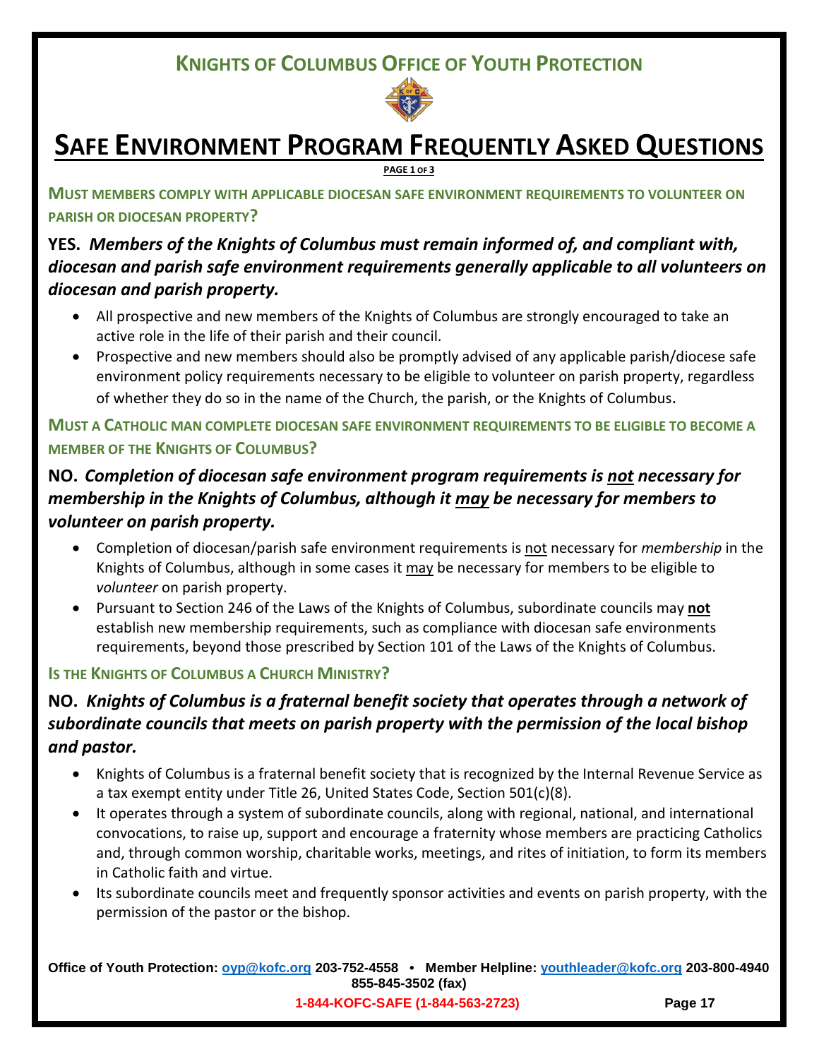## KNIGHTS OF COLUMBUS OFFICE OF YOUTH PROTECTION

# SAFE ENVIRONMENT PROGRAM FREQUENTLY ASKED QUESTIONS

**PAGE 1 OF 3**

### MUST MEMBERS COMPLY WITH APPLICABLE DIOCESAN SAFE ENVIRONMENT REQUIREMENTS TO VOLUNTEER ON PARISH OR DIOCESAN PROPERTY?

**YES.** ***Members of the Knights of Columbus must remain informed of, and compliant with, diocesan and parish safe environment requirements generally applicable to all volunteers on diocesan and parish property.***

- All prospective and new members of the Knights of Columbus are strongly encouraged to take an active role in the life of their parish and their council.
- Prospective and new members should also be promptly advised of any applicable parish/diocese safe environment policy requirements necessary to be eligible to volunteer on parish property, regardless of whether they do so in the name of the Church, the parish, or the Knights of Columbus.

### MUST A CATHOLIC MAN COMPLETE DIOCESAN SAFE ENVIRONMENT REQUIREMENTS TO BE ELIGIBLE TO BECOME A MEMBER OF THE KNIGHTS OF COLUMBUS?

**NO.** ***Completion of diocesan safe environment program requirements is <u>not</u> necessary for membership in the Knights of Columbus, although it <u>may</u> be necessary for members to volunteer on parish property.***

- Completion of diocesan/parish safe environment requirements is <u>not</u> necessary for *membership* in the Knights of Columbus, although in some cases it <u>may</u> be necessary for members to be eligible to *volunteer* on parish property.
- Pursuant to Section 246 of the Laws of the Knights of Columbus, subordinate councils may **<u>not</u>** establish new membership requirements, such as compliance with diocesan safe environments requirements, beyond those prescribed by Section 101 of the Laws of the Knights of Columbus.

### IS THE KNIGHTS OF COLUMBUS A CHURCH MINISTRY?

**NO.** ***Knights of Columbus is a fraternal benefit society that operates through a network of subordinate councils that meets on parish property with the permission of the local bishop and pastor.***

- Knights of Columbus is a fraternal benefit society that is recognized by the Internal Revenue Service as a tax exempt entity under Title 26, United States Code, Section 501(c)(8).
- It operates through a system of subordinate councils, along with regional, national, and international convocations, to raise up, support and encourage a fraternity whose members are practicing Catholics and, through common worship, charitable works, meetings, and rites of initiation, to form its members in Catholic faith and virtue.
- Its subordinate councils meet and frequently sponsor activities and events on parish property, with the permission of the pastor or the bishop.

**Office of Youth Protection: oyp@kofc.org 203-752-4558 • Member Helpline: youthleader@kofc.org 203-800-4940 855-845-3502 (fax)**

**1-844-KOFC-SAFE (1-844-563-2723)**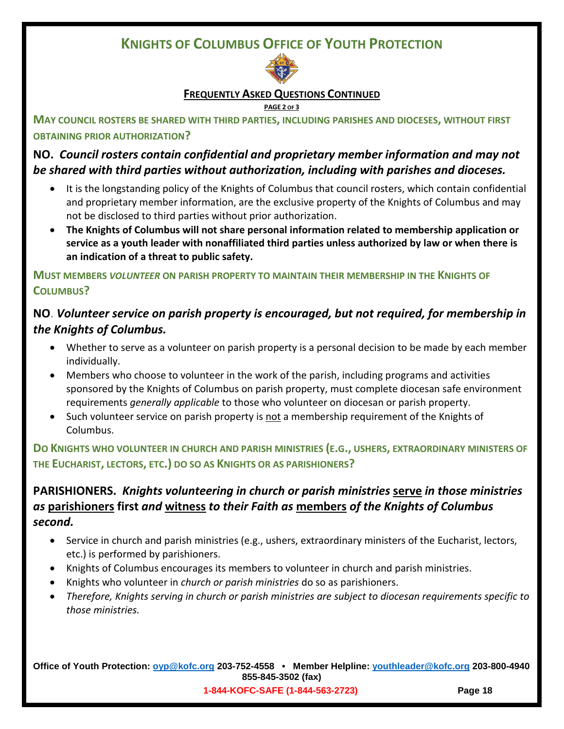# KNIGHTS OF COLUMBUS OFFICE OF YOUTH PROTECTION

## FREQUENTLY ASKED QUESTIONS CONTINUED

PAGE 2 OF 3

### MAY COUNCIL ROSTERS BE SHARED WITH THIRD PARTIES, INCLUDING PARISHES AND DIOCESES, WITHOUT FIRST OBTAINING PRIOR AUTHORIZATION?

**NO.** ***Council rosters contain confidential and proprietary member information and may not be shared with third parties without authorization, including with parishes and dioceses.***

- It is the longstanding policy of the Knights of Columbus that council rosters, which contain confidential and proprietary member information, are the exclusive property of the Knights of Columbus and may not be disclosed to third parties without prior authorization.
- **The Knights of Columbus will not share personal information related to membership application or service as a youth leader with nonaffiliated third parties unless authorized by law or when there is an indication of a threat to public safety.**

### MUST MEMBERS *VOLUNTEER* ON PARISH PROPERTY TO MAINTAIN THEIR MEMBERSHIP IN THE KNIGHTS OF COLUMBUS?

**NO.** ***Volunteer service on parish property is encouraged, but not required, for membership in the Knights of Columbus.***

- Whether to serve as a volunteer on parish property is a personal decision to be made by each member individually.
- Members who choose to volunteer in the work of the parish, including programs and activities sponsored by the Knights of Columbus on parish property, must complete diocesan safe environment requirements *generally applicable* to those who volunteer on diocesan or parish property.
- Such volunteer service on parish property is not a membership requirement of the Knights of Columbus.

### DO KNIGHTS WHO VOLUNTEER IN CHURCH AND PARISH MINISTRIES (E.G., USHERS, EXTRAORDINARY MINISTERS OF THE EUCHARIST, LECTORS, ETC.) DO SO AS KNIGHTS OR AS PARISHIONERS?

**PARISHIONERS.** ***Knights volunteering in church or parish ministries serve in those ministries as*** **parishioners first** ***and*** **witness** ***to their Faith as*** **members** ***of the Knights of Columbus second.***

- Service in church and parish ministries (e.g., ushers, extraordinary ministers of the Eucharist, lectors, etc.) is performed by parishioners.
- Knights of Columbus encourages its members to volunteer in church and parish ministries.
- Knights who volunteer in *church or parish ministries* do so as parishioners.
- *Therefore, Knights serving in church or parish ministries are subject to diocesan requirements specific to those ministries.*

**Office of Youth Protection: oyp@kofc.org 203-752-4558 • Member Helpline: youthleader@kofc.org 203-800-4940 855-845-3502 (fax)**

**1-844-KOFC-SAFE (1-844-563-2723)**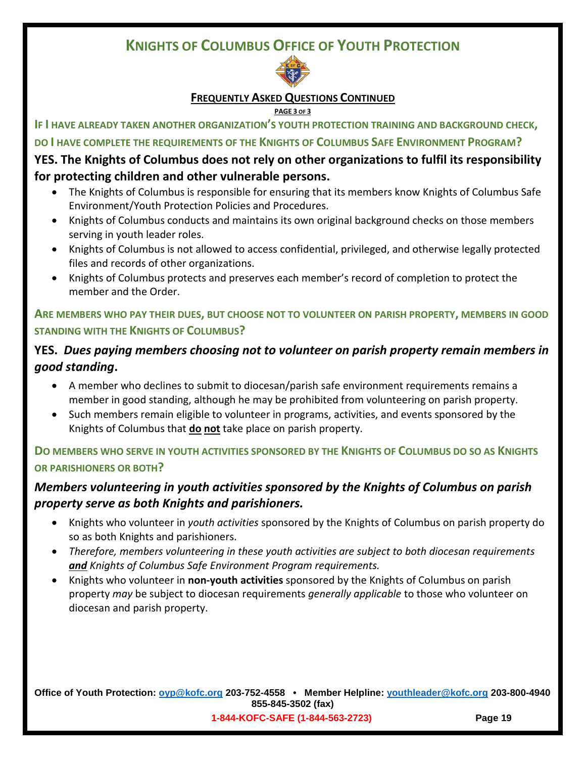# KNIGHTS OF COLUMBUS OFFICE OF YOUTH PROTECTION

## FREQUENTLY ASKED QUESTIONS CONTINUED

PAGE 3 OF 3

### IF I HAVE ALREADY TAKEN ANOTHER ORGANIZATION'S YOUTH PROTECTION TRAINING AND BACKGROUND CHECK, DO I HAVE COMPLETE THE REQUIREMENTS OF THE KNIGHTS OF COLUMBUS SAFE ENVIRONMENT PROGRAM?

**YES. The Knights of Columbus does not rely on other organizations to fulfil its responsibility for protecting children and other vulnerable persons.**

- The Knights of Columbus is responsible for ensuring that its members know Knights of Columbus Safe Environment/Youth Protection Policies and Procedures.
- Knights of Columbus conducts and maintains its own original background checks on those members serving in youth leader roles.
- Knights of Columbus is not allowed to access confidential, privileged, and otherwise legally protected files and records of other organizations.
- Knights of Columbus protects and preserves each member's record of completion to protect the member and the Order.

### ARE MEMBERS WHO PAY THEIR DUES, BUT CHOOSE NOT TO VOLUNTEER ON PARISH PROPERTY, MEMBERS IN GOOD STANDING WITH THE KNIGHTS OF COLUMBUS?

**YES. *Dues paying members choosing not to volunteer on parish property remain members in good standing*.**

- A member who declines to submit to diocesan/parish safe environment requirements remains a member in good standing, although he may be prohibited from volunteering on parish property.
- Such members remain eligible to volunteer in programs, activities, and events sponsored by the Knights of Columbus that **do not** take place on parish property.

### DO MEMBERS WHO SERVE IN YOUTH ACTIVITIES SPONSORED BY THE KNIGHTS OF COLUMBUS DO SO AS KNIGHTS OR PARISHIONERS OR BOTH?

***Members volunteering in youth activities sponsored by the Knights of Columbus on parish property serve as both Knights and parishioners.***

- Knights who volunteer in *youth activities* sponsored by the Knights of Columbus on parish property do so as both Knights and parishioners.
- *Therefore, members volunteering in these youth activities are subject to both diocesan requirements **and** Knights of Columbus Safe Environment Program requirements.*
- Knights who volunteer in **non-youth activities** sponsored by the Knights of Columbus on parish property *may* be subject to diocesan requirements *generally applicable* to those who volunteer on diocesan and parish property.

**Office of Youth Protection: oyp@kofc.org 203-752-4558 • Member Helpline: youthleader@kofc.org 203-800-4940 855-845-3502 (fax)**

**1-844-KOFC-SAFE (1-844-563-2723)**